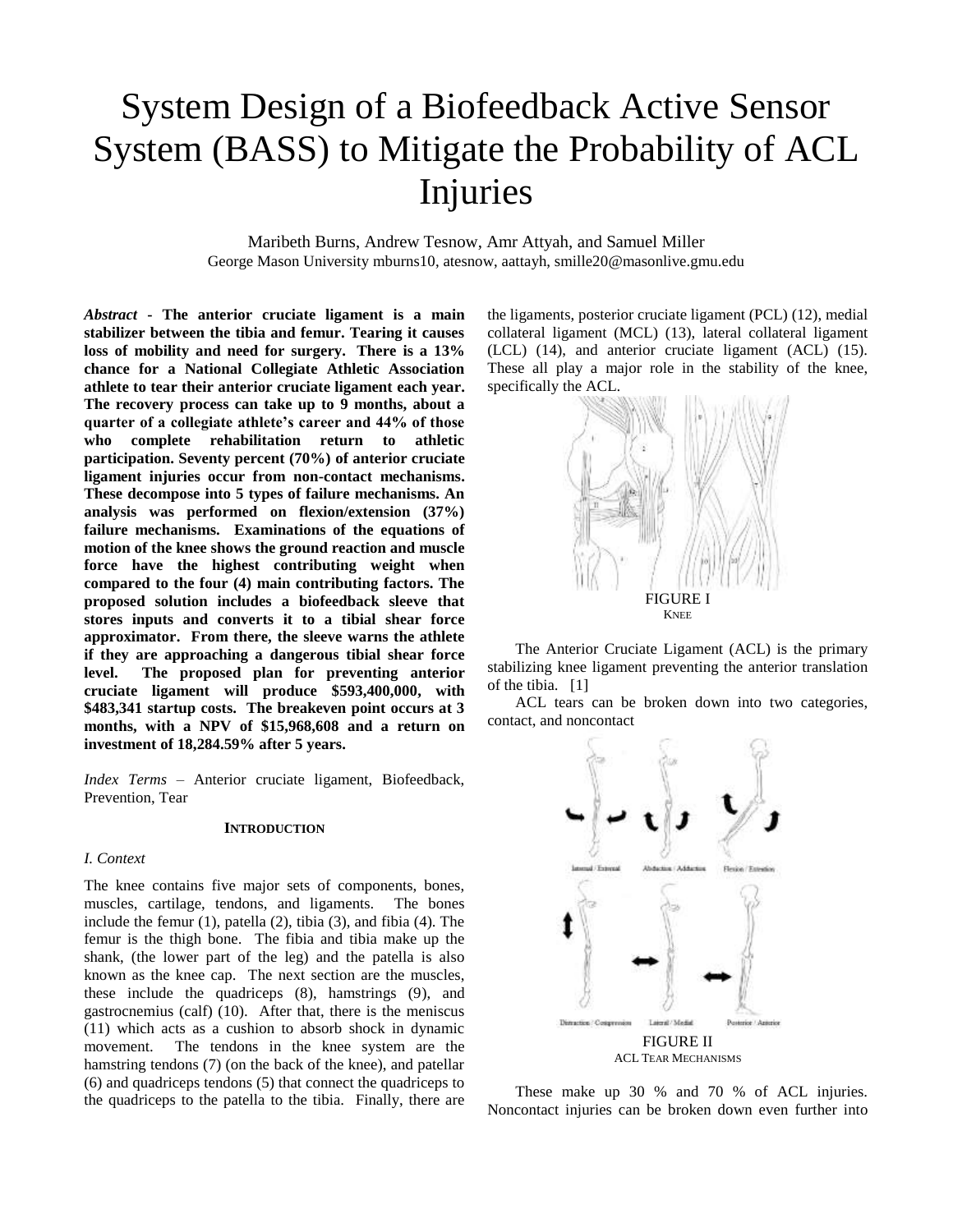# System Design of a Biofeedback Active Sensor System (BASS) to Mitigate the Probability of ACL Injuries

Maribeth Burns, Andrew Tesnow, Amr Attyah, and Samuel Miller
George Mason University mburns10, atesnow, aattayh, smille20@masonlive.gmu.edu

***Abstract*** **- The anterior cruciate ligament is a main stabilizer between the tibia and femur. Tearing it causes loss of mobility and need for surgery. There is a 13% chance for a National Collegiate Athletic Association athlete to tear their anterior cruciate ligament each year. The recovery process can take up to 9 months, about a quarter of a collegiate athlete's career and 44% of those who complete rehabilitation return to athletic participation. Seventy percent (70%) of anterior cruciate ligament injuries occur from non-contact mechanisms. These decompose into 5 types of failure mechanisms. An analysis was performed on flexion/extension (37%) failure mechanisms. Examinations of the equations of motion of the knee shows the ground reaction and muscle force have the highest contributing weight when compared to the four (4) main contributing factors. The proposed solution includes a biofeedback sleeve that stores inputs and converts it to a tibial shear force approximator. From there, the sleeve warns the athlete if they are approaching a dangerous tibial shear force level. The proposed plan for preventing anterior cruciate ligament will produce $593,400,000, with $483,341 startup costs. The breakeven point occurs at 3 months, with a NPV of $15,968,608 and a return on investment of 18,284.59% after 5 years.**

*Index Terms* – Anterior cruciate ligament, Biofeedback, Prevention, Tear

## INTRODUCTION

### *I. Context*

The knee contains five major sets of components, bones, muscles, cartilage, tendons, and ligaments. The bones include the femur (1), patella (2), tibia (3), and fibia (4). The femur is the thigh bone. The fibia and tibia make up the shank, (the lower part of the leg) and the patella is also known as the knee cap. The next section are the muscles, these include the quadriceps (8), hamstrings (9), and gastrocnemius (calf) (10). After that, there is the meniscus (11) which acts as a cushion to absorb shock in dynamic movement. The tendons in the knee system are the hamstring tendons (7) (on the back of the knee), and patellar (6) and quadriceps tendons (5) that connect the quadriceps to the quadriceps to the patella to the tibia. Finally, there are the ligaments, posterior cruciate ligament (PCL) (12), medial collateral ligament (MCL) (13), lateral collateral ligament (LCL) (14), and anterior cruciate ligament (ACL) (15). These all play a major role in the stability of the knee, specifically the ACL.

FIGURE I
KNEE

The Anterior Cruciate Ligament (ACL) is the primary stabilizing knee ligament preventing the anterior translation of the tibia. [1]

ACL tears can be broken down into two categories, contact, and noncontact

FIGURE II
ACL TEAR MECHANISMS

These make up 30 % and 70 % of ACL injuries. Noncontact injuries can be broken down even further into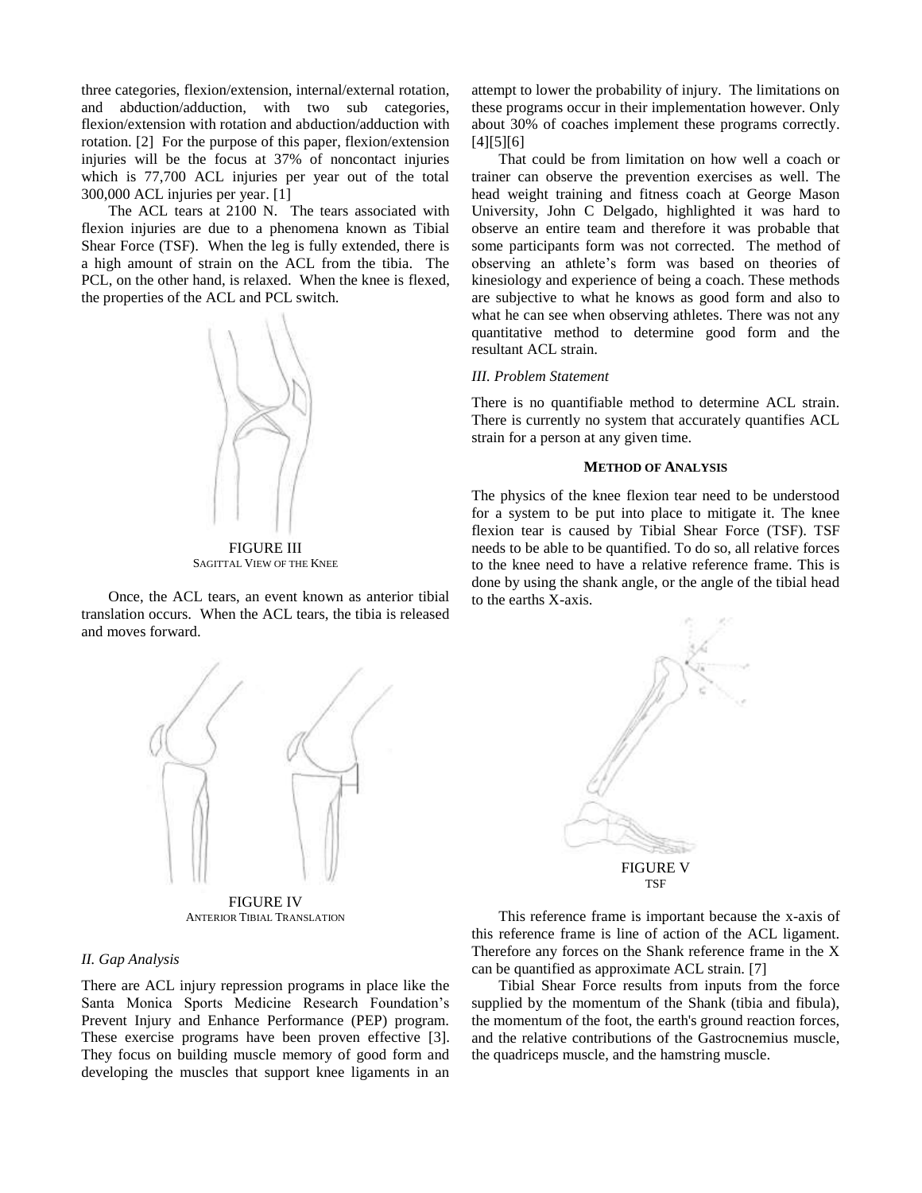three categories, flexion/extension, internal/external rotation, and abduction/adduction, with two sub categories, flexion/extension with rotation and abduction/adduction with rotation. [2] For the purpose of this paper, flexion/extension injuries will be the focus at 37% of noncontact injuries which is 77,700 ACL injuries per year out of the total 300,000 ACL injuries per year. [1]

The ACL tears at 2100 N. The tears associated with flexion injuries are due to a phenomena known as Tibial Shear Force (TSF). When the leg is fully extended, there is a high amount of strain on the ACL from the tibia. The PCL, on the other hand, is relaxed. When the knee is flexed, the properties of the ACL and PCL switch.

FIGURE III
SAGITTAL VIEW OF THE KNEE

Once, the ACL tears, an event known as anterior tibial translation occurs. When the ACL tears, the tibia is released and moves forward.

FIGURE IV
ANTERIOR TIBIAL TRANSLATION

### *II. Gap Analysis*

There are ACL injury repression programs in place like the Santa Monica Sports Medicine Research Foundation's Prevent Injury and Enhance Performance (PEP) program. These exercise programs have been proven effective [3]. They focus on building muscle memory of good form and developing the muscles that support knee ligaments in an attempt to lower the probability of injury. The limitations on these programs occur in their implementation however. Only about 30% of coaches implement these programs correctly. [4][5][6]

That could be from limitation on how well a coach or trainer can observe the prevention exercises as well. The head weight training and fitness coach at George Mason University, John C Delgado, highlighted it was hard to observe an entire team and therefore it was probable that some participants form was not corrected. The method of observing an athlete's form was based on theories of kinesiology and experience of being a coach. These methods are subjective to what he knows as good form and also to what he can see when observing athletes. There was not any quantitative method to determine good form and the resultant ACL strain.

### *III. Problem Statement*

There is no quantifiable method to determine ACL strain. There is currently no system that accurately quantifies ACL strain for a person at any given time.

## METHOD OF ANALYSIS

The physics of the knee flexion tear need to be understood for a system to be put into place to mitigate it. The knee flexion tear is caused by Tibial Shear Force (TSF). TSF needs to be able to be quantified. To do so, all relative forces to the knee need to have a relative reference frame. This is done by using the shank angle, or the angle of the tibial head to the earths X-axis.

FIGURE V
TSF

This reference frame is important because the x-axis of this reference frame is line of action of the ACL ligament. Therefore any forces on the Shank reference frame in the X can be quantified as approximate ACL strain. [7]

Tibial Shear Force results from inputs from the force supplied by the momentum of the Shank (tibia and fibula), the momentum of the foot, the earth's ground reaction forces, and the relative contributions of the Gastrocnemius muscle, the quadriceps muscle, and the hamstring muscle.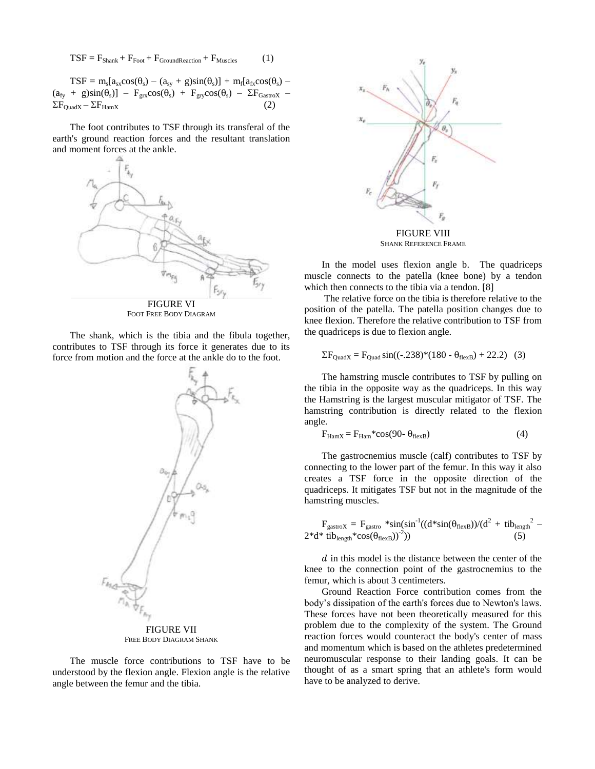$$\mathrm{TSF} = F_{Shank} + F_{Foot} + F_{GroundReaction} + F_{Muscles} \qquad (1)$$

$$\mathrm{TSF} = m_s[a_{sx}\cos(\theta_s) - (a_{sy} + g)\sin(\theta_s)] + m_f[a_{fx}\cos(\theta_s) - (a_{fy} + g)\sin(\theta_s)] - F_{grx}\cos(\theta_s) + F_{gry}\cos(\theta_s) - \Sigma F_{GastroX} - \Sigma F_{QuadX} - \Sigma F_{HamX} \qquad (2)$$

The foot contributes to TSF through its transferal of the earth's ground reaction forces and the resultant translation and moment forces at the ankle.

FIGURE VI
FOOT FREE BODY DIAGRAM

The shank, which is the tibia and the fibula together, contributes to TSF through its force it generates due to its force from motion and the force at the ankle do to the foot.

FIGURE VII
FREE BODY DIAGRAM SHANK

The muscle force contributions to TSF have to be understood by the flexion angle. Flexion angle is the relative angle between the femur and the tibia.

FIGURE VIII
SHANK REFERENCE FRAME

In the model uses flexion angle b. The quadriceps muscle connects to the patella (knee bone) by a tendon which then connects to the tibia via a tendon. [8]

The relative force on the tibia is therefore relative to the position of the patella. The patella position changes due to knee flexion. Therefore the relative contribution to TSF from the quadriceps is due to flexion angle.

$$\Sigma F_{QuadX} = F_{Quad}\sin((-.238)*(180 - \theta_{flexB}) + 22.2) \qquad (3)$$

The hamstring muscle contributes to TSF by pulling on the tibia in the opposite way as the quadriceps. In this way the Hamstring is the largest muscular mitigator of TSF. The hamstring contribution is directly related to the flexion angle.

$$F_{HamX} = F_{Ham}*\cos(90 - \theta_{flexB}) \qquad (4)$$

The gastrocnemius muscle (calf) contributes to TSF by connecting to the lower part of the femur. In this way it also creates a TSF force in the opposite direction of the quadriceps. It mitigates TSF but not in the magnitude of the hamstring muscles.

$$F_{gastroX} = F_{gastro} *\sin(\sin^{-1}((d*\sin(\theta_{flexB}))/(d^2 + tib_{length}^{\ 2} - 2*d* tib_{length}*\cos(\theta_{flexB}))^{-2})) \qquad (5)$$

$d$ in this model is the distance between the center of the knee to the connection point of the gastrocnemius to the femur, which is about 3 centimeters.

Ground Reaction Force contribution comes from the body's dissipation of the earth's forces due to Newton's laws. These forces have not been theoretically measured for this problem due to the complexity of the system. The Ground reaction forces would counteract the body's center of mass and momentum which is based on the athletes predetermined neuromuscular response to their landing goals. It can be thought of as a smart spring that an athlete's form would have to be analyzed to derive.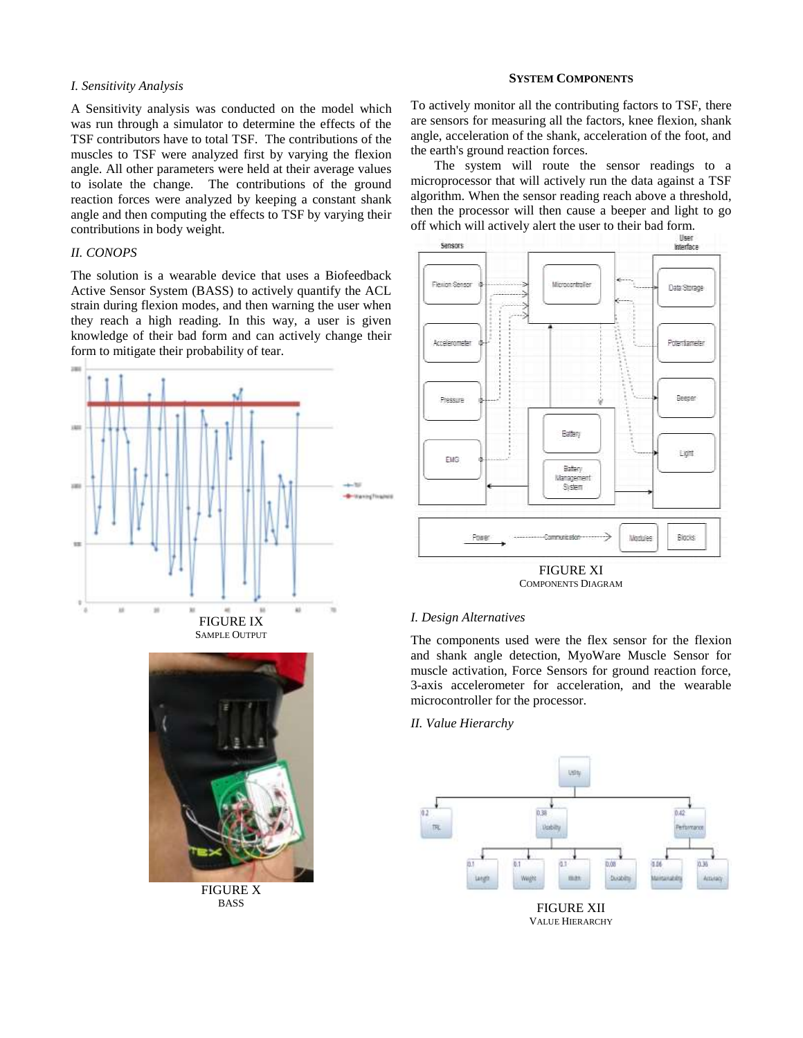### I. Sensitivity Analysis

A Sensitivity analysis was conducted on the model which was run through a simulator to determine the effects of the TSF contributors have to total TSF. The contributions of the muscles to TSF were analyzed first by varying the flexion angle. All other parameters were held at their average values to isolate the change. The contributions of the ground reaction forces were analyzed by keeping a constant shank angle and then computing the effects to TSF by varying their contributions in body weight.

### II. CONOPS

The solution is a wearable device that uses a Biofeedback Active Sensor System (BASS) to actively quantify the ACL strain during flexion modes, and then warning the user when they reach a high reading. In this way, a user is given knowledge of their bad form and can actively change their form to mitigate their probability of tear.

FIGURE IX
SAMPLE OUTPUT

FIGURE X
BASS

## SYSTEM COMPONENTS

To actively monitor all the contributing factors to TSF, there are sensors for measuring all the factors, knee flexion, shank angle, acceleration of the shank, acceleration of the foot, and the earth's ground reaction forces.

The system will route the sensor readings to a microprocessor that will actively run the data against a TSF algorithm. When the sensor reading reach above a threshold, then the processor will then cause a beeper and light to go off which will actively alert the user to their bad form.

FIGURE XI
COMPONENTS DIAGRAM

### I. Design Alternatives

The components used were the flex sensor for the flexion and shank angle detection, MyoWare Muscle Sensor for muscle activation, Force Sensors for ground reaction force, 3-axis accelerometer for acceleration, and the wearable microcontroller for the processor.

### II. Value Hierarchy

FIGURE XII
VALUE HIERARCHY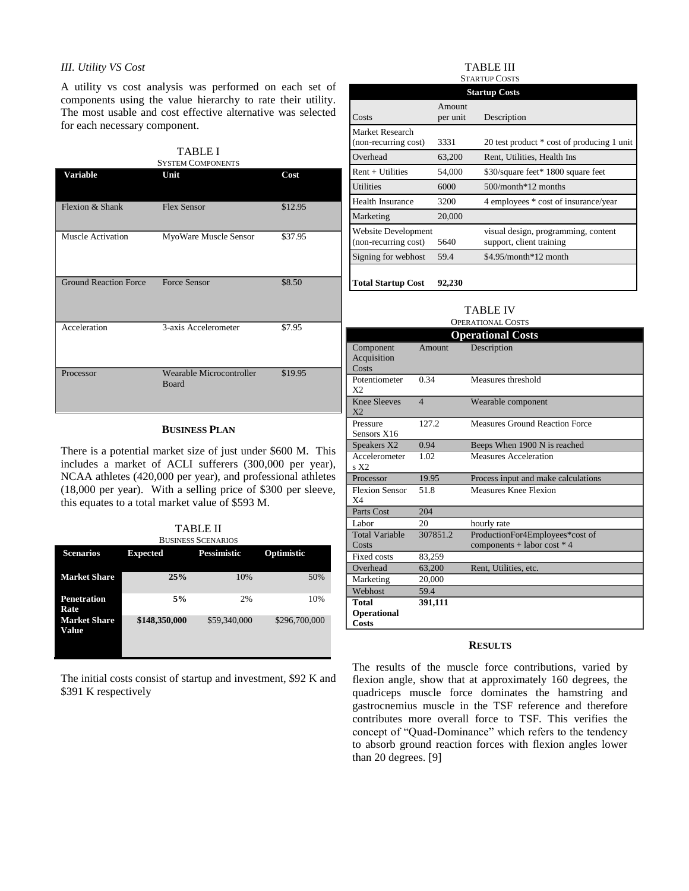*III. Utility VS Cost*

A utility vs cost analysis was performed on each set of components using the value hierarchy to rate their utility. The most usable and cost effective alternative was selected for each necessary component.

TABLE I
SYSTEM COMPONENTS

| Variable | Unit | Cost |
|---|---|---|
| Flexion & Shank | Flex Sensor | $12.95 |
| Muscle Activation | MyoWare Muscle Sensor | $37.95 |
| Ground Reaction Force | Force Sensor | $8.50 |
| Acceleration | 3-axis Accelerometer | $7.95 |
| Processor | Wearable Microcontroller Board | $19.95 |

## BUSINESS PLAN

There is a potential market size of just under $600 M. This includes a market of ACLI sufferers (300,000 per year), NCAA athletes (420,000 per year), and professional athletes (18,000 per year). With a selling price of $300 per sleeve, this equates to a total market value of $593 M.

TABLE II
BUSINESS SCENARIOS

| Scenarios | Expected | Pessimistic | Optimistic |
|---|---|---|---|
| Market Share | **25%** | 10% | 50% |
| Penetration Rate | **5%** | 2% | 10% |
| Market Share Value | **$148,350,000** | $59,340,000 | $296,700,000 |

The initial costs consist of startup and investment, $92 K and $391 K respectively

TABLE III
STARTUP COSTS

| Startup Costs | | |
|---|---|---|
| Costs | Amount per unit | Description |
| Market Research (non-recurring cost) | 3331 | 20 test product * cost of producing 1 unit |
| Overhead | 63,200 | Rent, Utilities, Health Ins |
| Rent + Utilities | 54,000 | $30/square feet* 1800 square feet |
| Utilities | 6000 | 500/month*12 months |
| Health Insurance | 3200 | 4 employees * cost of insurance/year |
| Marketing | 20,000 | |
| Website Development (non-recurring cost) | 5640 | visual design, programming, content support, client training |
| Signing for webhost | 59.4 | $4.95/month*12 month |
| **Total Startup Cost** | **92,230** | |

TABLE IV
OPERATIONAL COSTS

| Operational Costs | | |
|---|---|---|
| Component Acquisition Costs | Amount | Description |
| Potentiometer X2 | 0.34 | Measures threshold |
| Knee Sleeves X2 | 4 | Wearable component |
| Pressure Sensors X16 | 127.2 | Measures Ground Reaction Force |
| Speakers X2 | 0.94 | Beeps When 1900 N is reached |
| Accelerometers X2 | 1.02 | Measures Acceleration |
| Processor | 19.95 | Process input and make calculations |
| Flexion Sensor X4 | 51.8 | Measures Knee Flexion |
| Parts Cost | 204 | |
| Labor | 20 | hourly rate |
| Total Variable Costs | 307851.2 | ProductionFor4Employees*cost of components + labor cost * 4 |
| Fixed costs | 83,259 | |
| Overhead | 63,200 | Rent, Utilities, etc. |
| Marketing | 20,000 | |
| Webhost | 59.4 | |
| **Total Operational Costs** | **391,111** | |

## RESULTS

The results of the muscle force contributions, varied by flexion angle, show that at approximately 160 degrees, the quadriceps muscle force dominates the hamstring and gastrocnemius muscle in the TSF reference and therefore contributes more overall force to TSF. This verifies the concept of "Quad-Dominance" which refers to the tendency to absorb ground reaction forces with flexion angles lower than 20 degrees. [9]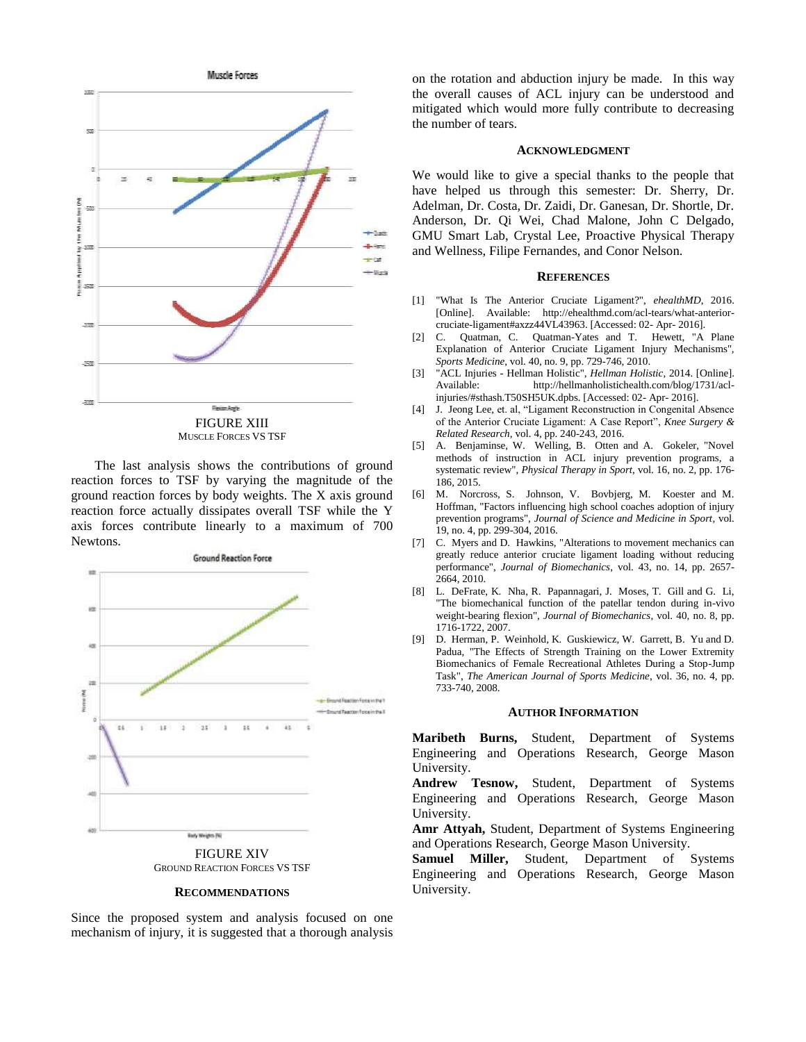Muscle Forces

2000

500

0

0 20 40 60 80 100 120 140 160 180 200

-500

-1000

-1500

-2000

-2500

-3000

Force Applied by the Muscles (N)

Flexion Angle

Quads

Hams

Calf

Muscle

FIGURE XIII
MUSCLE FORCES VS TSF

The last analysis shows the contributions of ground reaction forces to TSF by varying the magnitude of the ground reaction forces by body weights. The X axis ground reaction force actually dissipates overall TSF while the Y axis forces contribute linearly to a maximum of 700 Newtons.

Ground Reaction Force

800

600

400

200

0

0 0.5 1 1.5 2 2.5 3 3.5 4 4.5 5

-200

-400

-600

Force (N)

Body Weights (N)

Ground Reaction Force in the Y

Ground Reaction Force in the X

FIGURE XIV
GROUND REACTION FORCES VS TSF

## RECOMMENDATIONS

Since the proposed system and analysis focused on one mechanism of injury, it is suggested that a thorough analysis on the rotation and abduction injury be made. In this way the overall causes of ACL injury can be understood and mitigated which would more fully contribute to decreasing the number of tears.

## ACKNOWLEDGMENT

We would like to give a special thanks to the people that have helped us through this semester: Dr. Sherry, Dr. Adelman, Dr. Costa, Dr. Zaidi, Dr. Ganesan, Dr. Shortle, Dr. Anderson, Dr. Qi Wei, Chad Malone, John C Delgado, GMU Smart Lab, Crystal Lee, Proactive Physical Therapy and Wellness, Filipe Fernandes, and Conor Nelson.

## REFERENCES

[1] "What Is The Anterior Cruciate Ligament?", *ehealthMD*, 2016. [Online]. Available: http://ehealthmd.com/acl-tears/what-anterior-cruciate-ligament#axzz44VL43963. [Accessed: 02- Apr- 2016].

[2] C. Quatman, C. Quatman-Yates and T. Hewett, "A Plane Explanation of Anterior Cruciate Ligament Injury Mechanisms", *Sports Medicine*, vol. 40, no. 9, pp. 729-746, 2010.

[3] "ACL Injuries - Hellman Holistic", *Hellman Holistic*, 2014. [Online]. Available: http://hellmanholistichealth.com/blog/1731/acl-injuries/#sthash.T50SH5UK.dpbs. [Accessed: 02- Apr- 2016].

[4] J. Jeong Lee, et. al, "Ligament Reconstruction in Congenital Absence of the Anterior Cruciate Ligament: A Case Report", *Knee Surgery & Related Research*, vol. 4, pp. 240-243, 2016.

[5] A. Benjaminse, W. Welling, B. Otten and A. Gokeler, "Novel methods of instruction in ACL injury prevention programs, a systematic review", *Physical Therapy in Sport*, vol. 16, no. 2, pp. 176-186, 2015.

[6] M. Norcross, S. Johnson, V. Bovbjerg, M. Koester and M. Hoffman, "Factors influencing high school coaches adoption of injury prevention programs", *Journal of Science and Medicine in Sport*, vol. 19, no. 4, pp. 299-304, 2016.

[7] C. Myers and D. Hawkins, "Alterations to movement mechanics can greatly reduce anterior cruciate ligament loading without reducing performance", *Journal of Biomechanics*, vol. 43, no. 14, pp. 2657-2664, 2010.

[8] L. DeFrate, K. Nha, R. Papannagari, J. Moses, T. Gill and G. Li, "The biomechanical function of the patellar tendon during in-vivo weight-bearing flexion", *Journal of Biomechanics*, vol. 40, no. 8, pp. 1716-1722, 2007.

[9] D. Herman, P. Weinhold, K. Guskiewicz, W. Garrett, B. Yu and D. Padua, "The Effects of Strength Training on the Lower Extremity Biomechanics of Female Recreational Athletes During a Stop-Jump Task", *The American Journal of Sports Medicine*, vol. 36, no. 4, pp. 733-740, 2008.

## AUTHOR INFORMATION

**Maribeth Burns,** Student, Department of Systems Engineering and Operations Research, George Mason University.

**Andrew Tesnow,** Student, Department of Systems Engineering and Operations Research, George Mason University.

**Amr Attyah,** Student, Department of Systems Engineering and Operations Research, George Mason University.

**Samuel Miller,** Student, Department of Systems Engineering and Operations Research, George Mason University.